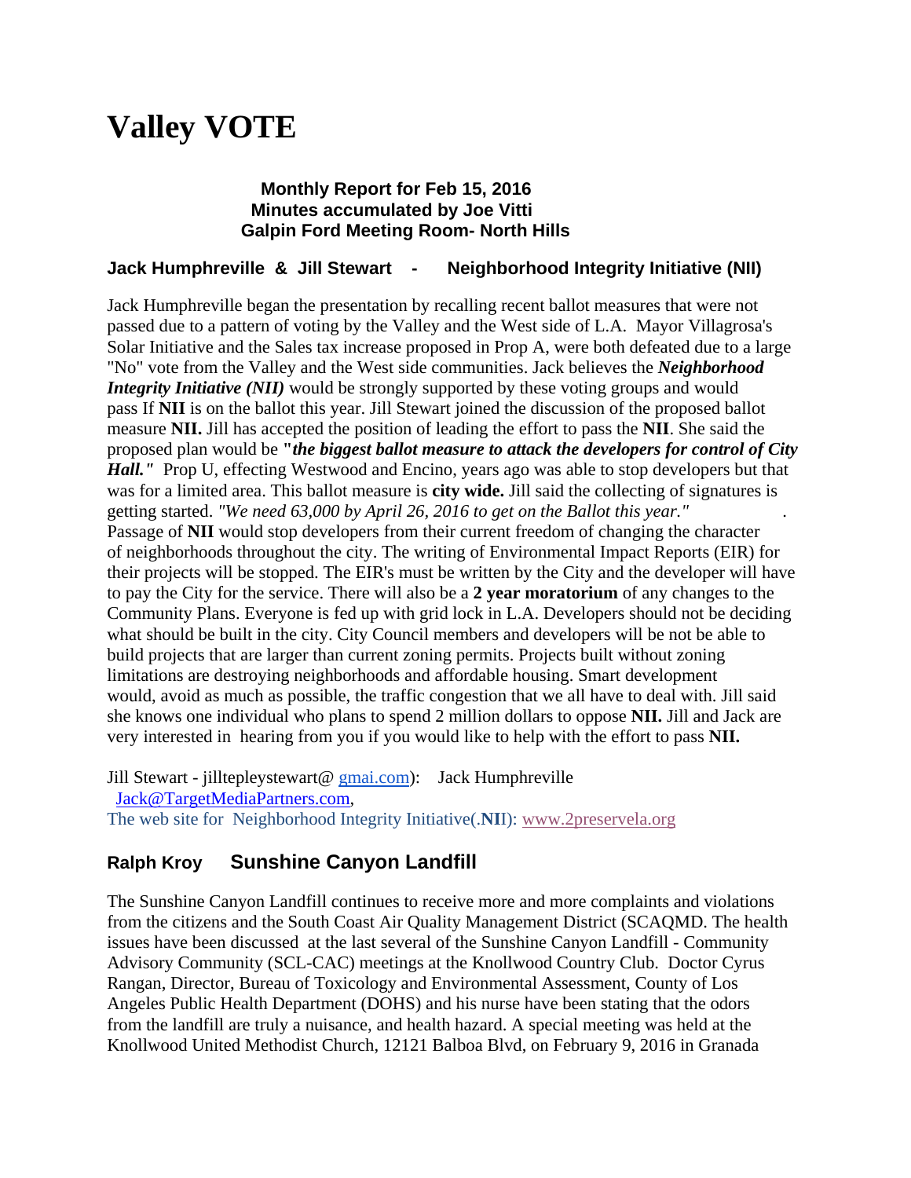# Valley VOTE

**Monthly Report for Feb 15, 2016**
**Minutes accumulated by Joe Vitti**
**Galpin Ford Meeting Room- North Hills**

### Jack Humphreville & Jill Stewart - Neighborhood Integrity Initiative (NII)

Jack Humphreville began the presentation by recalling recent ballot measures that were not passed due to a pattern of voting by the Valley and the West side of L.A. Mayor Villagrosa's Solar Initiative and the Sales tax increase proposed in Prop A, were both defeated due to a large "No" vote from the Valley and the West side communities. Jack believes the ***Neighborhood Integrity Initiative (NII)*** would be strongly supported by these voting groups and would pass If **NII** is on the ballot this year. Jill Stewart joined the discussion of the proposed ballot measure **NII.** Jill has accepted the position of leading the effort to pass the **NII**. She said the proposed plan would be **"*the biggest ballot measure to attack the developers for control of City Hall."*** Prop U, effecting Westwood and Encino, years ago was able to stop developers but that was for a limited area. This ballot measure is **city wide.** Jill said the collecting of signatures is getting started. *"We need 63,000 by April 26, 2016 to get on the Ballot this year."* . Passage of **NII** would stop developers from their current freedom of changing the character of neighborhoods throughout the city. The writing of Environmental Impact Reports (EIR) for their projects will be stopped. The EIR's must be written by the City and the developer will have to pay the City for the service. There will also be a **2 year moratorium** of any changes to the Community Plans. Everyone is fed up with grid lock in L.A. Developers should not be deciding what should be built in the city. City Council members and developers will be not be able to build projects that are larger than current zoning permits. Projects built without zoning limitations are destroying neighborhoods and affordable housing. Smart development would, avoid as much as possible, the traffic congestion that we all have to deal with. Jill said she knows one individual who plans to spend 2 million dollars to oppose **NII.** Jill and Jack are very interested in hearing from you if you would like to help with the effort to pass **NII.**

Jill Stewart - jilltepleystewart@ gmai.com): Jack Humphreville Jack@TargetMediaPartners.com,
The web site for Neighborhood Integrity Initiative(.**NI**I): www.2preservela.org

### Ralph Kroy Sunshine Canyon Landfill

The Sunshine Canyon Landfill continues to receive more and more complaints and violations from the citizens and the South Coast Air Quality Management District (SCAQMD. The health issues have been discussed at the last several of the Sunshine Canyon Landfill - Community Advisory Community (SCL-CAC) meetings at the Knollwood Country Club. Doctor Cyrus Rangan, Director, Bureau of Toxicology and Environmental Assessment, County of Los Angeles Public Health Department (DOHS) and his nurse have been stating that the odors from the landfill are truly a nuisance, and health hazard. A special meeting was held at the Knollwood United Methodist Church, 12121 Balboa Blvd, on February 9, 2016 in Granada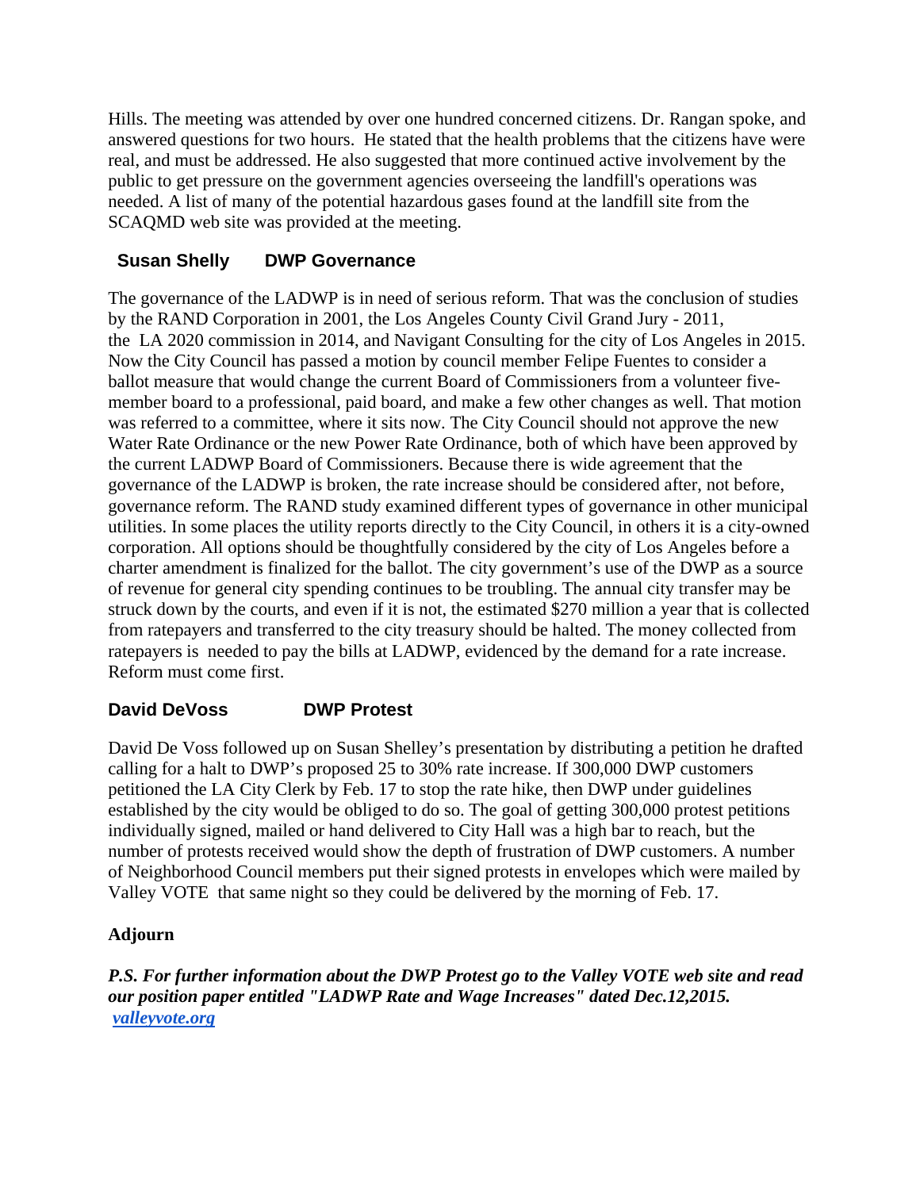Hills. The meeting was attended by over one hundred concerned citizens. Dr. Rangan spoke, and answered questions for two hours. He stated that the health problems that the citizens have were real, and must be addressed. He also suggested that more continued active involvement by the public to get pressure on the government agencies overseeing the landfill's operations was needed. A list of many of the potential hazardous gases found at the landfill site from the SCAQMD web site was provided at the meeting.

**Susan Shelly DWP Governance**

The governance of the LADWP is in need of serious reform. That was the conclusion of studies by the RAND Corporation in 2001, the Los Angeles County Civil Grand Jury - 2011, the LA 2020 commission in 2014, and Navigant Consulting for the city of Los Angeles in 2015. Now the City Council has passed a motion by council member Felipe Fuentes to consider a ballot measure that would change the current Board of Commissioners from a volunteer five-member board to a professional, paid board, and make a few other changes as well. That motion was referred to a committee, where it sits now. The City Council should not approve the new Water Rate Ordinance or the new Power Rate Ordinance, both of which have been approved by the current LADWP Board of Commissioners. Because there is wide agreement that the governance of the LADWP is broken, the rate increase should be considered after, not before, governance reform. The RAND study examined different types of governance in other municipal utilities. In some places the utility reports directly to the City Council, in others it is a city-owned corporation. All options should be thoughtfully considered by the city of Los Angeles before a charter amendment is finalized for the ballot. The city government's use of the DWP as a source of revenue for general city spending continues to be troubling. The annual city transfer may be struck down by the courts, and even if it is not, the estimated $270 million a year that is collected from ratepayers and transferred to the city treasury should be halted. The money collected from ratepayers is needed to pay the bills at LADWP, evidenced by the demand for a rate increase. Reform must come first.

**David DeVoss DWP Protest**

David De Voss followed up on Susan Shelley's presentation by distributing a petition he drafted calling for a halt to DWP's proposed 25 to 30% rate increase. If 300,000 DWP customers petitioned the LA City Clerk by Feb. 17 to stop the rate hike, then DWP under guidelines established by the city would be obliged to do so. The goal of getting 300,000 protest petitions individually signed, mailed or hand delivered to City Hall was a high bar to reach, but the number of protests received would show the depth of frustration of DWP customers. A number of Neighborhood Council members put their signed protests in envelopes which were mailed by Valley VOTE that same night so they could be delivered by the morning of Feb. 17.

**Adjourn**

***P.S. For further information about the DWP Protest go to the Valley VOTE web site and read our position paper entitled "LADWP Rate and Wage Increases" dated Dec.12,2015.***
***valleyvote.org***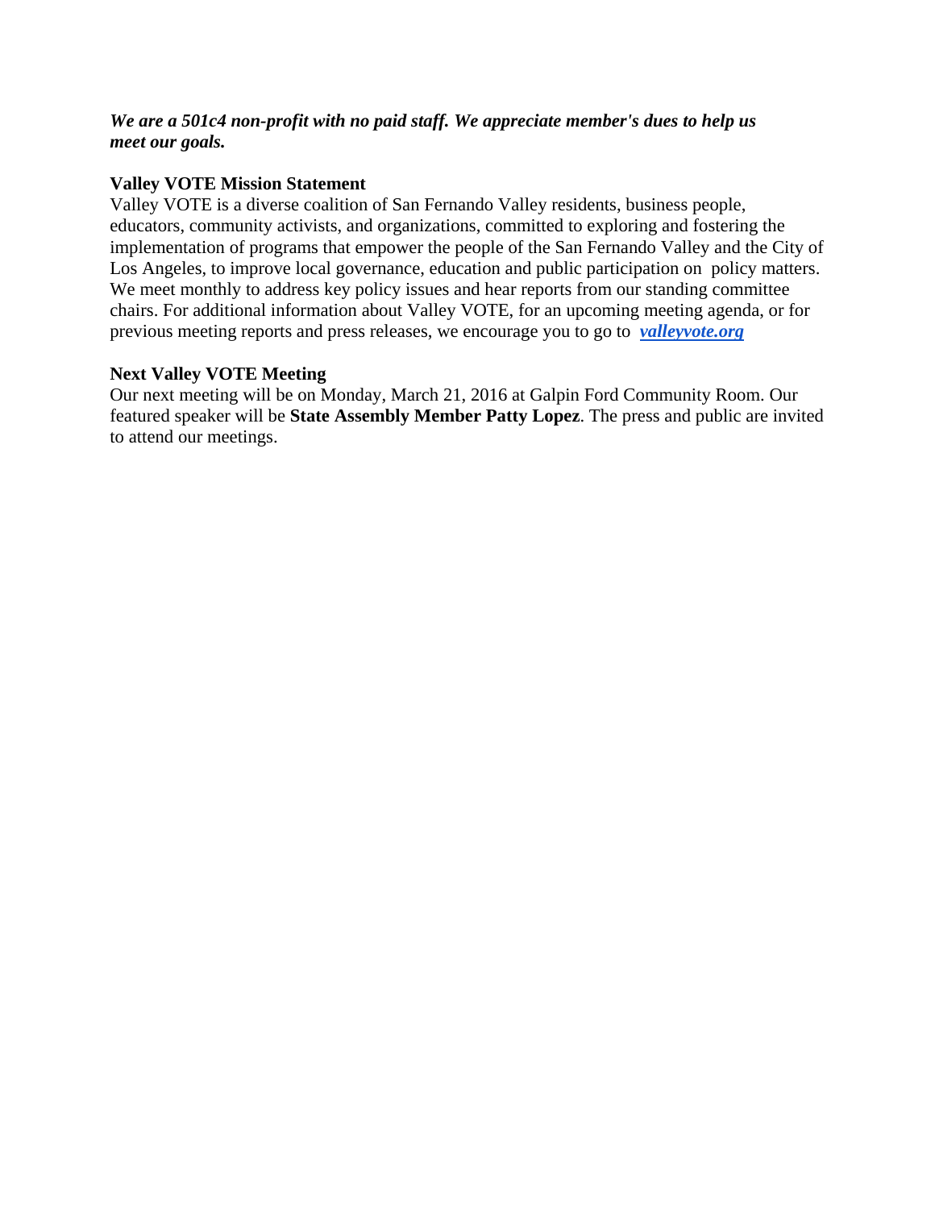***We are a 501c4 non-profit with no paid staff. We appreciate member's dues to help us meet our goals.***

**Valley VOTE Mission Statement**

Valley VOTE is a diverse coalition of San Fernando Valley residents, business people, educators, community activists, and organizations, committed to exploring and fostering the implementation of programs that empower the people of the San Fernando Valley and the City of Los Angeles, to improve local governance, education and public participation on policy matters. We meet monthly to address key policy issues and hear reports from our standing committee chairs. For additional information about Valley VOTE, for an upcoming meeting agenda, or for previous meeting reports and press releases, we encourage you to go to ***valleyvote.org***

**Next Valley VOTE Meeting**

Our next meeting will be on Monday, March 21, 2016 at Galpin Ford Community Room. Our featured speaker will be **State Assembly Member Patty Lopez**. The press and public are invited to attend our meetings.